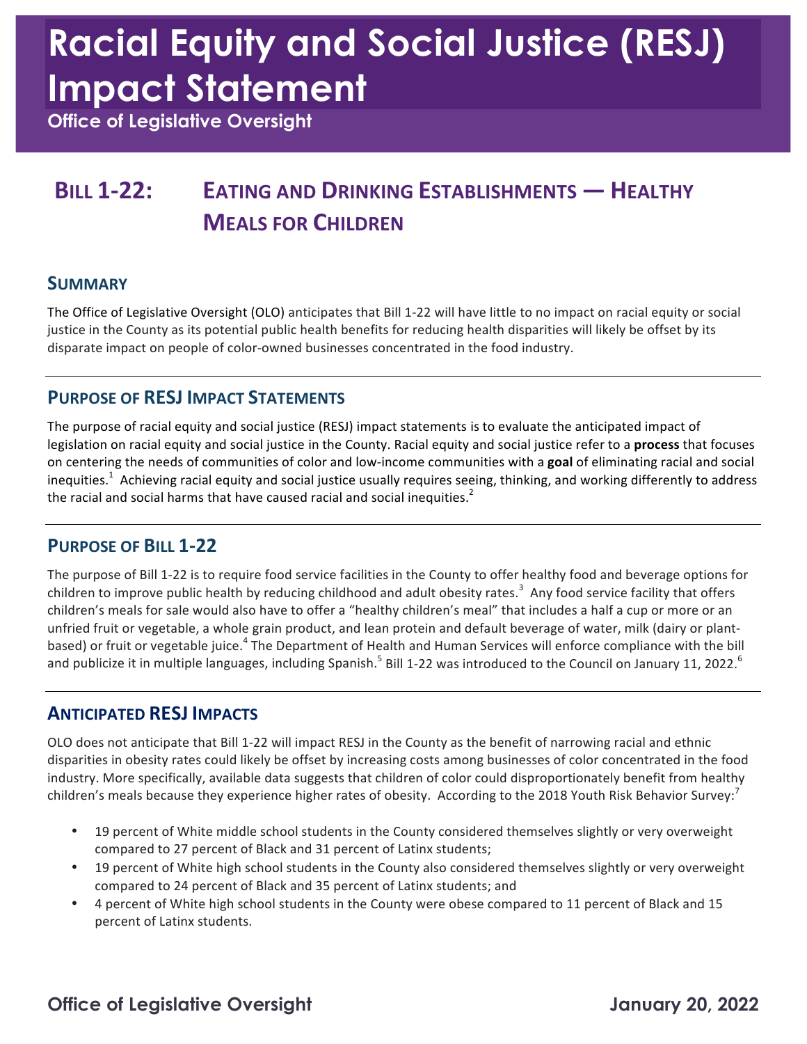# Racial Equity and Social Justice (RESJ) Impact Statement

**Office of Legislative Oversight**

## BILL 1-22: EATING AND DRINKING ESTABLISHMENTS — HEALTHY MEALS FOR CHILDREN

### SUMMARY

The Office of Legislative Oversight (OLO) anticipates that Bill 1-22 will have little to no impact on racial equity or social justice in the County as its potential public health benefits for reducing health disparities will likely be offset by its disparate impact on people of color-owned businesses concentrated in the food industry.

### PURPOSE OF RESJ IMPACT STATEMENTS

The purpose of racial equity and social justice (RESJ) impact statements is to evaluate the anticipated impact of legislation on racial equity and social justice in the County. Racial equity and social justice refer to a **process** that focuses on centering the needs of communities of color and low-income communities with a **goal** of eliminating racial and social inequities.[1] Achieving racial equity and social justice usually requires seeing, thinking, and working differently to address the racial and social harms that have caused racial and social inequities.[2]

### PURPOSE OF BILL 1-22

The purpose of Bill 1-22 is to require food service facilities in the County to offer healthy food and beverage options for children to improve public health by reducing childhood and adult obesity rates.[3] Any food service facility that offers children's meals for sale would also have to offer a "healthy children's meal" that includes a half a cup or more or an unfried fruit or vegetable, a whole grain product, and lean protein and default beverage of water, milk (dairy or plant-based) or fruit or vegetable juice.[4] The Department of Health and Human Services will enforce compliance with the bill and publicize it in multiple languages, including Spanish.[5] Bill 1-22 was introduced to the Council on January 11, 2022.[6]

### ANTICIPATED RESJ IMPACTS

OLO does not anticipate that Bill 1-22 will impact RESJ in the County as the benefit of narrowing racial and ethnic disparities in obesity rates could likely be offset by increasing costs among businesses of color concentrated in the food industry. More specifically, available data suggests that children of color could disproportionately benefit from healthy children's meals because they experience higher rates of obesity. According to the 2018 Youth Risk Behavior Survey:[7]

- 19 percent of White middle school students in the County considered themselves slightly or very overweight compared to 27 percent of Black and 31 percent of Latinx students;
- 19 percent of White high school students in the County also considered themselves slightly or very overweight compared to 24 percent of Black and 35 percent of Latinx students; and
- 4 percent of White high school students in the County were obese compared to 11 percent of Black and 15 percent of Latinx students.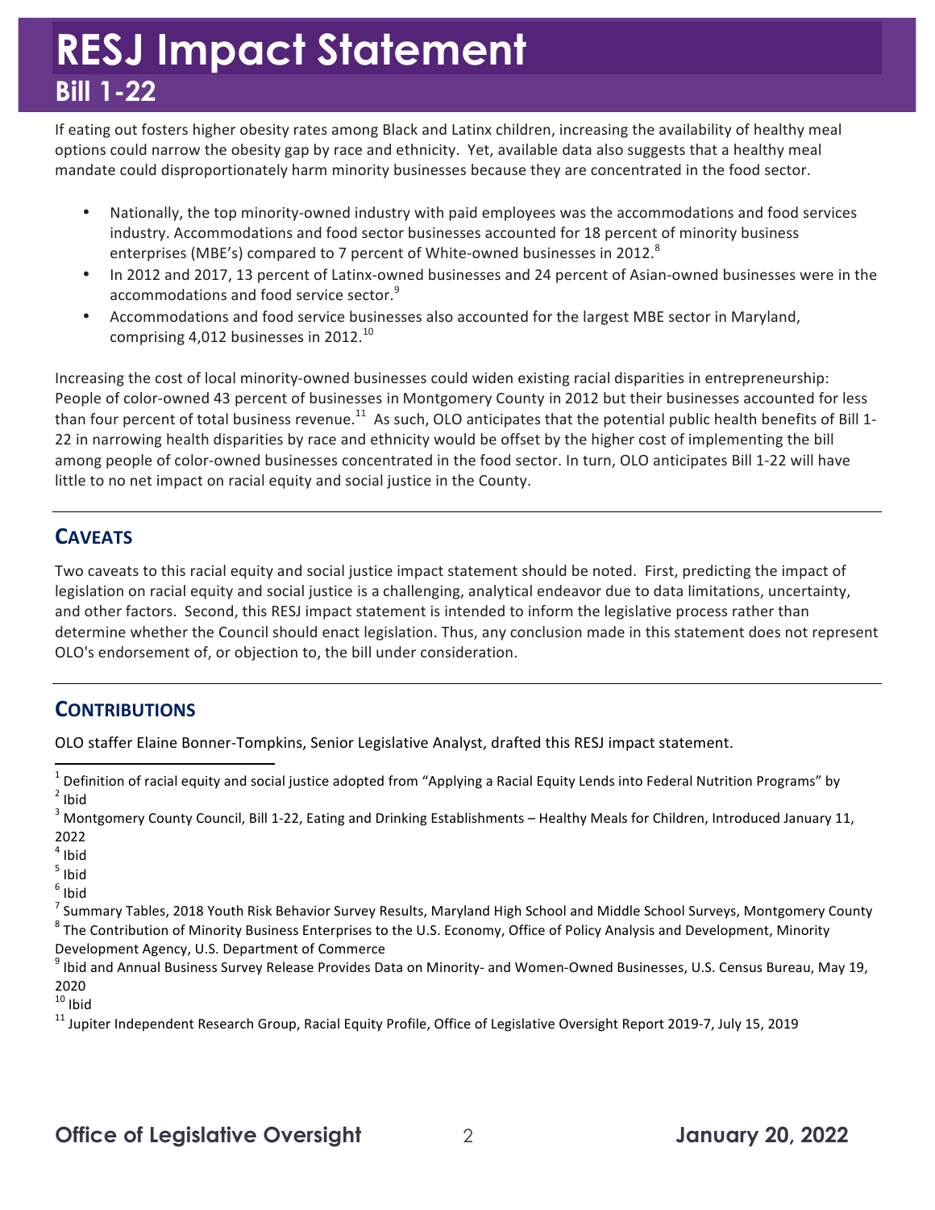If eating out fosters higher obesity rates among Black and Latinx children, increasing the availability of healthy meal options could narrow the obesity gap by race and ethnicity. Yet, available data also suggests that a healthy meal mandate could disproportionately harm minority businesses because they are concentrated in the food sector.

- Nationally, the top minority-owned industry with paid employees was the accommodations and food services industry. Accommodations and food sector businesses accounted for 18 percent of minority business enterprises (MBE's) compared to 7 percent of White-owned businesses in 2012.[8]
- In 2012 and 2017, 13 percent of Latinx-owned businesses and 24 percent of Asian-owned businesses were in the accommodations and food service sector.[9]
- Accommodations and food service businesses also accounted for the largest MBE sector in Maryland, comprising 4,012 businesses in 2012.[10]

Increasing the cost of local minority-owned businesses could widen existing racial disparities in entrepreneurship: People of color-owned 43 percent of businesses in Montgomery County in 2012 but their businesses accounted for less than four percent of total business revenue.[11] As such, OLO anticipates that the potential public health benefits of Bill 1-22 in narrowing health disparities by race and ethnicity would be offset by the higher cost of implementing the bill among people of color-owned businesses concentrated in the food sector. In turn, OLO anticipates Bill 1-22 will have little to no net impact on racial equity and social justice in the County.

## CAVEATS

Two caveats to this racial equity and social justice impact statement should be noted. First, predicting the impact of legislation on racial equity and social justice is a challenging, analytical endeavor due to data limitations, uncertainty, and other factors. Second, this RESJ impact statement is intended to inform the legislative process rather than determine whether the Council should enact legislation. Thus, any conclusion made in this statement does not represent OLO's endorsement of, or objection to, the bill under consideration.

## CONTRIBUTIONS

OLO staffer Elaine Bonner-Tompkins, Senior Legislative Analyst, drafted this RESJ impact statement.

---

[1] Definition of racial equity and social justice adopted from "Applying a Racial Equity Lends into Federal Nutrition Programs" by
[2] Ibid
[3] Montgomery County Council, Bill 1-22, Eating and Drinking Establishments – Healthy Meals for Children, Introduced January 11, 2022
[4] Ibid
[5] Ibid
[6] Ibid
[7] Summary Tables, 2018 Youth Risk Behavior Survey Results, Maryland High School and Middle School Surveys, Montgomery County
[8] The Contribution of Minority Business Enterprises to the U.S. Economy, Office of Policy Analysis and Development, Minority Development Agency, U.S. Department of Commerce
[9] Ibid and Annual Business Survey Release Provides Data on Minority- and Women-Owned Businesses, U.S. Census Bureau, May 19, 2020
[10] Ibid
[11] Jupiter Independent Research Group, Racial Equity Profile, Office of Legislative Oversight Report 2019-7, July 15, 2019